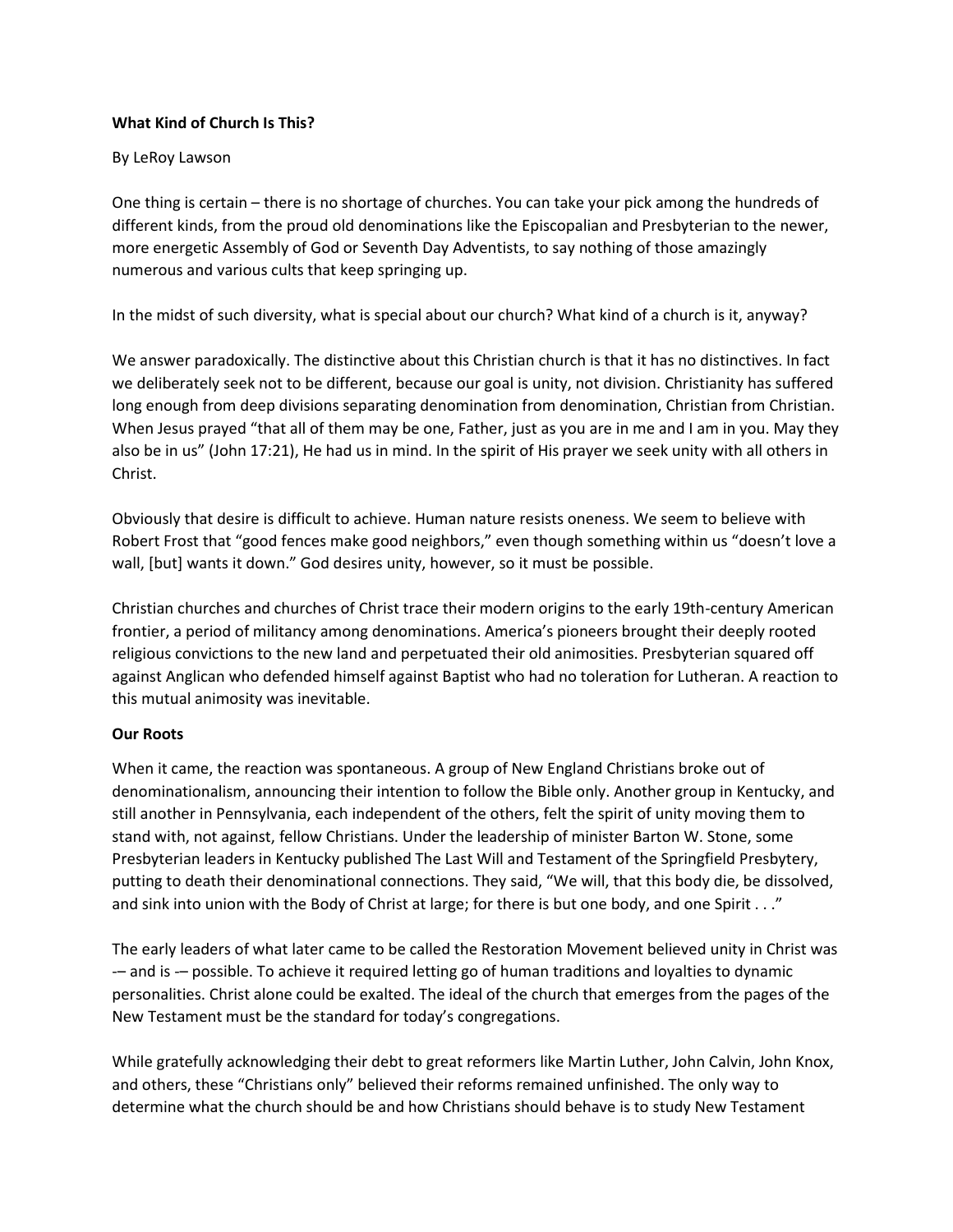**What Kind of Church Is This?**

By LeRoy Lawson

One thing is certain – there is no shortage of churches. You can take your pick among the hundreds of different kinds, from the proud old denominations like the Episcopalian and Presbyterian to the newer, more energetic Assembly of God or Seventh Day Adventists, to say nothing of those amazingly numerous and various cults that keep springing up.

In the midst of such diversity, what is special about our church? What kind of a church is it, anyway?

We answer paradoxically. The distinctive about this Christian church is that it has no distinctives. In fact we deliberately seek not to be different, because our goal is unity, not division. Christianity has suffered long enough from deep divisions separating denomination from denomination, Christian from Christian. When Jesus prayed "that all of them may be one, Father, just as you are in me and I am in you. May they also be in us" (John 17:21), He had us in mind. In the spirit of His prayer we seek unity with all others in Christ.

Obviously that desire is difficult to achieve. Human nature resists oneness. We seem to believe with Robert Frost that "good fences make good neighbors," even though something within us "doesn't love a wall, [but] wants it down." God desires unity, however, so it must be possible.

Christian churches and churches of Christ trace their modern origins to the early 19th-century American frontier, a period of militancy among denominations. America's pioneers brought their deeply rooted religious convictions to the new land and perpetuated their old animosities. Presbyterian squared off against Anglican who defended himself against Baptist who had no toleration for Lutheran. A reaction to this mutual animosity was inevitable.

**Our Roots**

When it came, the reaction was spontaneous. A group of New England Christians broke out of denominationalism, announcing their intention to follow the Bible only. Another group in Kentucky, and still another in Pennsylvania, each independent of the others, felt the spirit of unity moving them to stand with, not against, fellow Christians. Under the leadership of minister Barton W. Stone, some Presbyterian leaders in Kentucky published The Last Will and Testament of the Springfield Presbytery, putting to death their denominational connections. They said, "We will, that this body die, be dissolved, and sink into union with the Body of Christ at large; for there is but one body, and one Spirit . . ."

The early leaders of what later came to be called the Restoration Movement believed unity in Christ was -– and is -– possible. To achieve it required letting go of human traditions and loyalties to dynamic personalities. Christ alone could be exalted. The ideal of the church that emerges from the pages of the New Testament must be the standard for today's congregations.

While gratefully acknowledging their debt to great reformers like Martin Luther, John Calvin, John Knox, and others, these "Christians only" believed their reforms remained unfinished. The only way to determine what the church should be and how Christians should behave is to study New Testament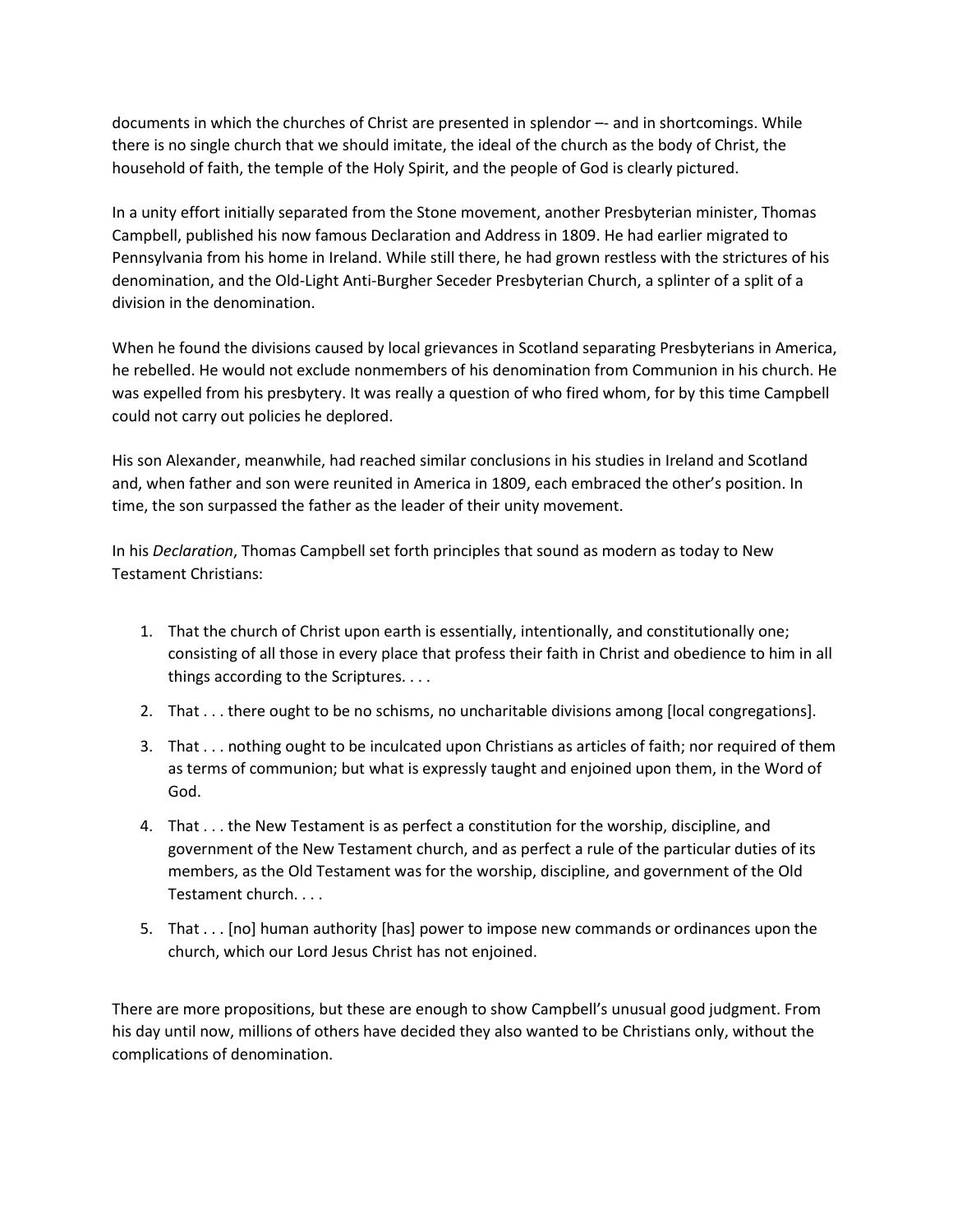documents in which the churches of Christ are presented in splendor –- and in shortcomings. While there is no single church that we should imitate, the ideal of the church as the body of Christ, the household of faith, the temple of the Holy Spirit, and the people of God is clearly pictured.

In a unity effort initially separated from the Stone movement, another Presbyterian minister, Thomas Campbell, published his now famous Declaration and Address in 1809. He had earlier migrated to Pennsylvania from his home in Ireland. While still there, he had grown restless with the strictures of his denomination, and the Old-Light Anti-Burgher Seceder Presbyterian Church, a splinter of a split of a division in the denomination.

When he found the divisions caused by local grievances in Scotland separating Presbyterians in America, he rebelled. He would not exclude nonmembers of his denomination from Communion in his church. He was expelled from his presbytery. It was really a question of who fired whom, for by this time Campbell could not carry out policies he deplored.

His son Alexander, meanwhile, had reached similar conclusions in his studies in Ireland and Scotland and, when father and son were reunited in America in 1809, each embraced the other's position. In time, the son surpassed the father as the leader of their unity movement.

In his *Declaration*, Thomas Campbell set forth principles that sound as modern as today to New Testament Christians:

1. That the church of Christ upon earth is essentially, intentionally, and constitutionally one; consisting of all those in every place that profess their faith in Christ and obedience to him in all things according to the Scriptures. . . .
2. That . . . there ought to be no schisms, no uncharitable divisions among [local congregations].
3. That . . . nothing ought to be inculcated upon Christians as articles of faith; nor required of them as terms of communion; but what is expressly taught and enjoined upon them, in the Word of God.
4. That . . . the New Testament is as perfect a constitution for the worship, discipline, and government of the New Testament church, and as perfect a rule of the particular duties of its members, as the Old Testament was for the worship, discipline, and government of the Old Testament church. . . .
5. That . . . [no] human authority [has] power to impose new commands or ordinances upon the church, which our Lord Jesus Christ has not enjoined.

There are more propositions, but these are enough to show Campbell's unusual good judgment. From his day until now, millions of others have decided they also wanted to be Christians only, without the complications of denomination.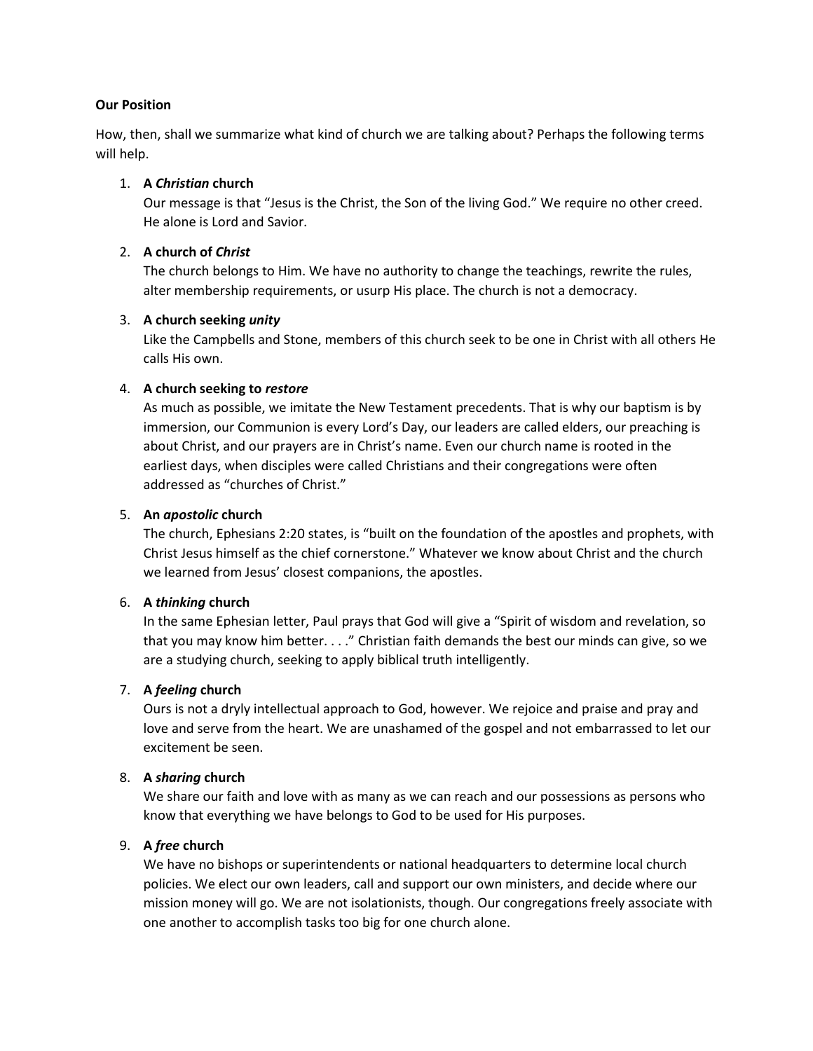**Our Position**

How, then, shall we summarize what kind of church we are talking about? Perhaps the following terms will help.

1. **A *Christian* church**
   Our message is that "Jesus is the Christ, the Son of the living God." We require no other creed. He alone is Lord and Savior.

2. **A church of *Christ***
   The church belongs to Him. We have no authority to change the teachings, rewrite the rules, alter membership requirements, or usurp His place. The church is not a democracy.

3. **A church seeking *unity***
   Like the Campbells and Stone, members of this church seek to be one in Christ with all others He calls His own.

4. **A church seeking to *restore***
   As much as possible, we imitate the New Testament precedents. That is why our baptism is by immersion, our Communion is every Lord's Day, our leaders are called elders, our preaching is about Christ, and our prayers are in Christ's name. Even our church name is rooted in the earliest days, when disciples were called Christians and their congregations were often addressed as "churches of Christ."

5. **An *apostolic* church**
   The church, Ephesians 2:20 states, is "built on the foundation of the apostles and prophets, with Christ Jesus himself as the chief cornerstone." Whatever we know about Christ and the church we learned from Jesus' closest companions, the apostles.

6. **A *thinking* church**
   In the same Ephesian letter, Paul prays that God will give a "Spirit of wisdom and revelation, so that you may know him better. . . ." Christian faith demands the best our minds can give, so we are a studying church, seeking to apply biblical truth intelligently.

7. **A *feeling* church**
   Ours is not a dryly intellectual approach to God, however. We rejoice and praise and pray and love and serve from the heart. We are unashamed of the gospel and not embarrassed to let our excitement be seen.

8. **A *sharing* church**
   We share our faith and love with as many as we can reach and our possessions as persons who know that everything we have belongs to God to be used for His purposes.

9. **A *free* church**
   We have no bishops or superintendents or national headquarters to determine local church policies. We elect our own leaders, call and support our own ministers, and decide where our mission money will go. We are not isolationists, though. Our congregations freely associate with one another to accomplish tasks too big for one church alone.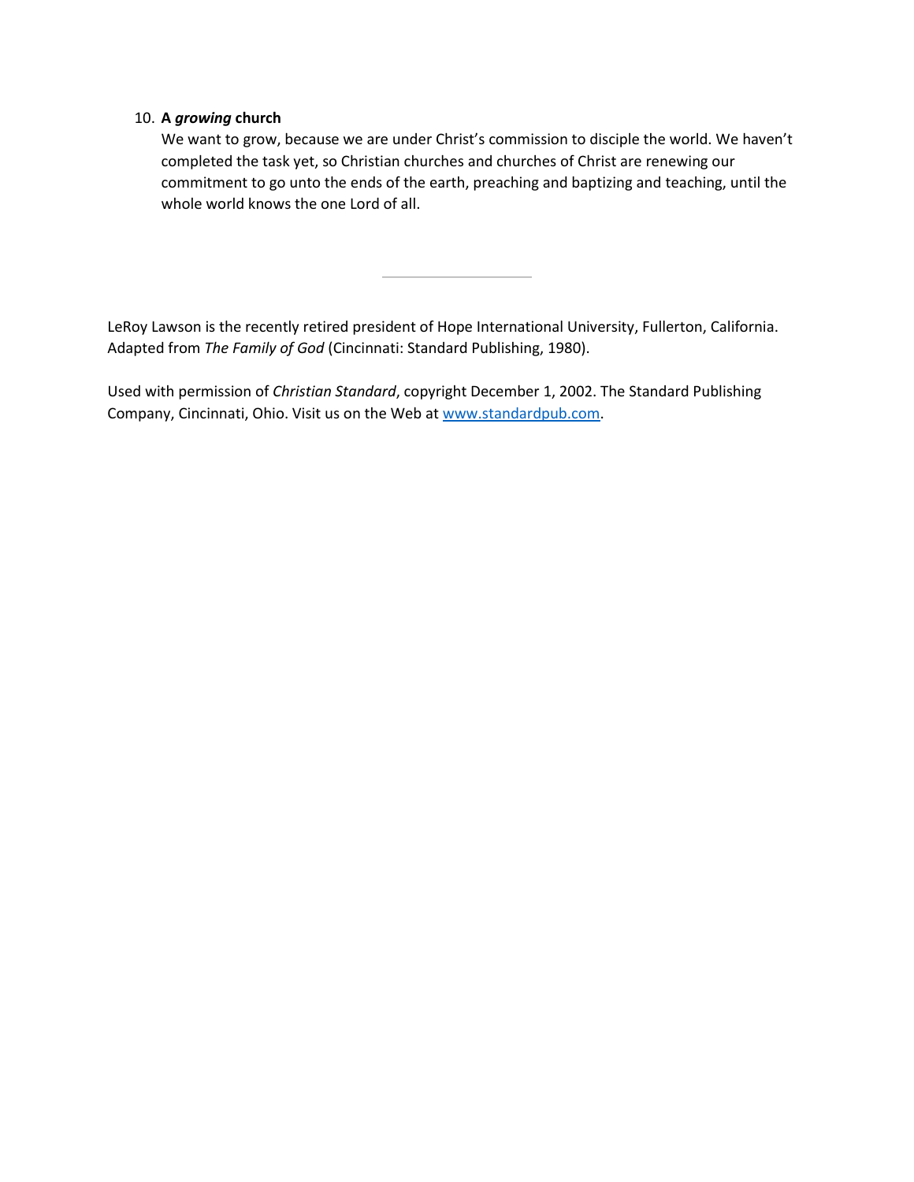10. **A *growing* church**
    We want to grow, because we are under Christ's commission to disciple the world. We haven't completed the task yet, so Christian churches and churches of Christ are renewing our commitment to go unto the ends of the earth, preaching and baptizing and teaching, until the whole world knows the one Lord of all.

---

LeRoy Lawson is the recently retired president of Hope International University, Fullerton, California. Adapted from *The Family of God* (Cincinnati: Standard Publishing, 1980).

Used with permission of *Christian Standard*, copyright December 1, 2002. The Standard Publishing Company, Cincinnati, Ohio. Visit us on the Web at [www.standardpub.com](http://www.standardpub.com).